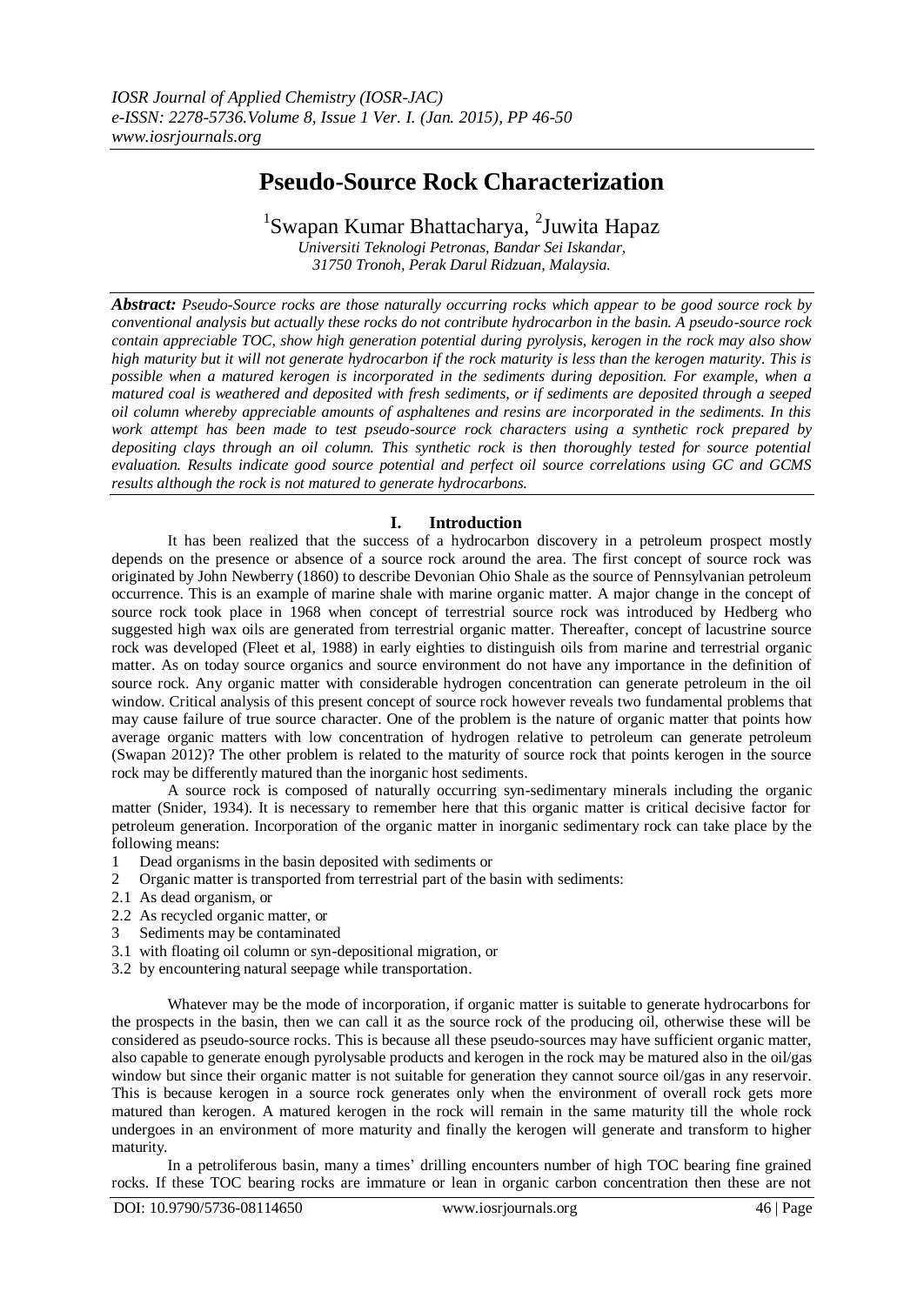# Pseudo-Source Rock Characterization

[1]Swapan Kumar Bhattacharya, [2]Juwita Hapaz

*Universiti Teknologi Petronas, Bandar Sei Iskandar, 31750 Tronoh, Perak Darul Ridzuan, Malaysia.*

***Abstract:*** *Pseudo-Source rocks are those naturally occurring rocks which appear to be good source rock by conventional analysis but actually these rocks do not contribute hydrocarbon in the basin. A pseudo-source rock contain appreciable TOC, show high generation potential during pyrolysis, kerogen in the rock may also show high maturity but it will not generate hydrocarbon if the rock maturity is less than the kerogen maturity. This is possible when a matured kerogen is incorporated in the sediments during deposition. For example, when a matured coal is weathered and deposited with fresh sediments, or if sediments are deposited through a seeped oil column whereby appreciable amounts of asphaltenes and resins are incorporated in the sediments. In this work attempt has been made to test pseudo-source rock characters using a synthetic rock prepared by depositing clays through an oil column. This synthetic rock is then thoroughly tested for source potential evaluation. Results indicate good source potential and perfect oil source correlations using GC and GCMS results although the rock is not matured to generate hydrocarbons.*

## I. Introduction

It has been realized that the success of a hydrocarbon discovery in a petroleum prospect mostly depends on the presence or absence of a source rock around the area. The first concept of source rock was originated by John Newberry (1860) to describe Devonian Ohio Shale as the source of Pennsylvanian petroleum occurrence. This is an example of marine shale with marine organic matter. A major change in the concept of source rock took place in 1968 when concept of terrestrial source rock was introduced by Hedberg who suggested high wax oils are generated from terrestrial organic matter. Thereafter, concept of lacustrine source rock was developed (Fleet et al, 1988) in early eighties to distinguish oils from marine and terrestrial organic matter. As on today source organics and source environment do not have any importance in the definition of source rock. Any organic matter with considerable hydrogen concentration can generate petroleum in the oil window. Critical analysis of this present concept of source rock however reveals two fundamental problems that may cause failure of true source character. One of the problem is the nature of organic matter that points how average organic matters with low concentration of hydrogen relative to petroleum can generate petroleum (Swapan 2012)? The other problem is related to the maturity of source rock that points kerogen in the source rock may be differently matured than the inorganic host sediments.

A source rock is composed of naturally occurring syn-sedimentary minerals including the organic matter (Snider, 1934). It is necessary to remember here that this organic matter is critical decisive factor for petroleum generation. Incorporation of the organic matter in inorganic sedimentary rock can take place by the following means:

1 Dead organisms in the basin deposited with sediments or
2 Organic matter is transported from terrestrial part of the basin with sediments:
2.1 As dead organism, or
2.2 As recycled organic matter, or
3 Sediments may be contaminated
3.1 with floating oil column or syn-depositional migration, or
3.2 by encountering natural seepage while transportation.

Whatever may be the mode of incorporation, if organic matter is suitable to generate hydrocarbons for the prospects in the basin, then we can call it as the source rock of the producing oil, otherwise these will be considered as pseudo-source rocks. This is because all these pseudo-sources may have sufficient organic matter, also capable to generate enough pyrolysable products and kerogen in the rock may be matured also in the oil/gas window but since their organic matter is not suitable for generation they cannot source oil/gas in any reservoir. This is because kerogen in a source rock generates only when the environment of overall rock gets more matured than kerogen. A matured kerogen in the rock will remain in the same maturity till the whole rock undergoes in an environment of more maturity and finally the kerogen will generate and transform to higher maturity.

In a petroliferous basin, many a times' drilling encounters number of high TOC bearing fine grained rocks. If these TOC bearing rocks are immature or lean in organic carbon concentration then these are not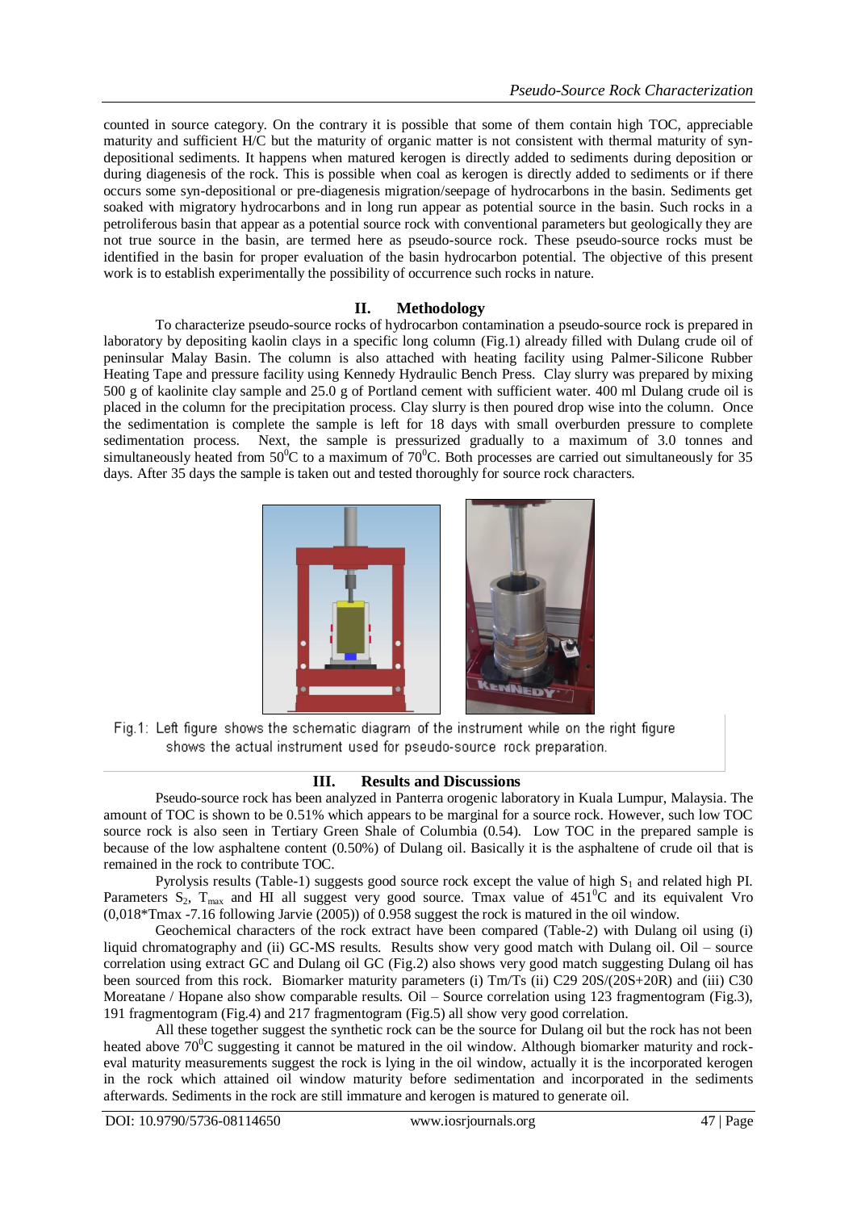counted in source category. On the contrary it is possible that some of them contain high TOC, appreciable maturity and sufficient H/C but the maturity of organic matter is not consistent with thermal maturity of syn-depositional sediments. It happens when matured kerogen is directly added to sediments during deposition or during diagenesis of the rock. This is possible when coal as kerogen is directly added to sediments or if there occurs some syn-depositional or pre-diagenesis migration/seepage of hydrocarbons in the basin. Sediments get soaked with migratory hydrocarbons and in long run appear as potential source in the basin. Such rocks in a petroliferous basin that appear as a potential source rock with conventional parameters but geologically they are not true source in the basin, are termed here as pseudo-source rock. These pseudo-source rocks must be identified in the basin for proper evaluation of the basin hydrocarbon potential. The objective of this present work is to establish experimentally the possibility of occurrence such rocks in nature.

## II. Methodology

To characterize pseudo-source rocks of hydrocarbon contamination a pseudo-source rock is prepared in laboratory by depositing kaolin clays in a specific long column (Fig.1) already filled with Dulang crude oil of peninsular Malay Basin. The column is also attached with heating facility using Palmer-Silicone Rubber Heating Tape and pressure facility using Kennedy Hydraulic Bench Press. Clay slurry was prepared by mixing 500 g of kaolinite clay sample and 25.0 g of Portland cement with sufficient water. 400 ml Dulang crude oil is placed in the column for the precipitation process. Clay slurry is then poured drop wise into the column. Once the sedimentation is complete the sample is left for 18 days with small overburden pressure to complete sedimentation process. Next, the sample is pressurized gradually to a maximum of 3.0 tonnes and simultaneously heated from $50^0$C to a maximum of $70^0$C. Both processes are carried out simultaneously for 35 days. After 35 days the sample is taken out and tested thoroughly for source rock characters.

Fig.1: Left figure shows the schematic diagram of the instrument while on the right figure shows the actual instrument used for pseudo-source rock preparation.

## III. Results and Discussions

Pseudo-source rock has been analyzed in Panterra orogenic laboratory in Kuala Lumpur, Malaysia. The amount of TOC is shown to be 0.51% which appears to be marginal for a source rock. However, such low TOC source rock is also seen in Tertiary Green Shale of Columbia (0.54). Low TOC in the prepared sample is because of the low asphaltene content (0.50%) of Dulang oil. Basically it is the asphaltene of crude oil that is remained in the rock to contribute TOC.

Pyrolysis results (Table-1) suggests good source rock except the value of high $S_1$ and related high PI. Parameters $S_2$, $T_{max}$ and HI all suggest very good source. Tmax value of $451^0$C and its equivalent Vro (0,018*Tmax -7.16 following Jarvie (2005)) of 0.958 suggest the rock is matured in the oil window.

Geochemical characters of the rock extract have been compared (Table-2) with Dulang oil using (i) liquid chromatography and (ii) GC-MS results. Results show very good match with Dulang oil. Oil – source correlation using extract GC and Dulang oil GC (Fig.2) also shows very good match suggesting Dulang oil has been sourced from this rock. Biomarker maturity parameters (i) Tm/Ts (ii) C29 20S/(20S+20R) and (iii) C30 Moreatane / Hopane also show comparable results. Oil – Source correlation using 123 fragmentogram (Fig.3), 191 fragmentogram (Fig.4) and 217 fragmentogram (Fig.5) all show very good correlation.

All these together suggest the synthetic rock can be the source for Dulang oil but the rock has not been heated above $70^0$C suggesting it cannot be matured in the oil window. Although biomarker maturity and rock-eval maturity measurements suggest the rock is lying in the oil window, actually it is the incorporated kerogen in the rock which attained oil window maturity before sedimentation and incorporated in the sediments afterwards. Sediments in the rock are still immature and kerogen is matured to generate oil.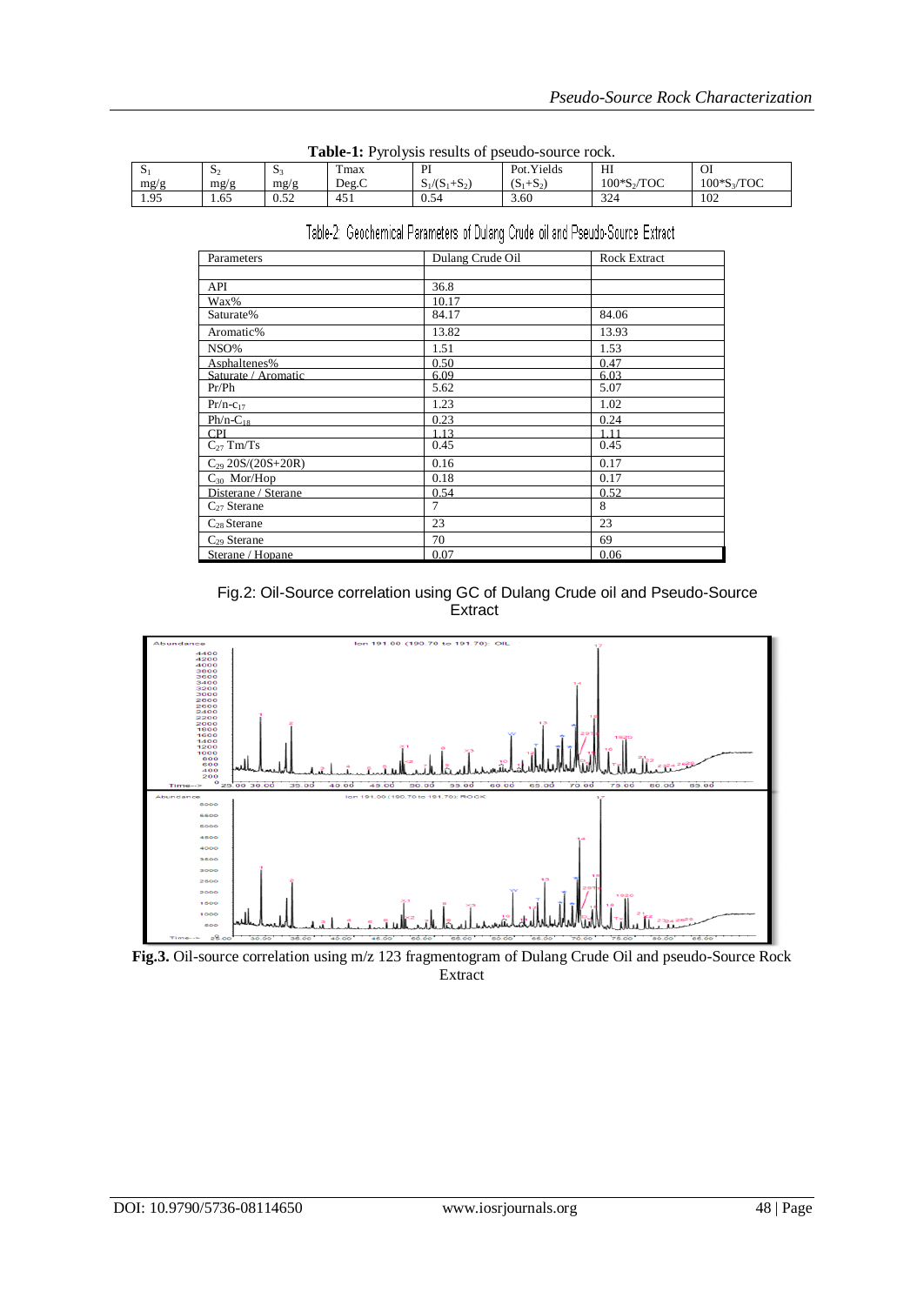**Table-1:** Pyrolysis results of pseudo-source rock.

| $S_1$ mg/g | $S_2$ mg/g | $S_3$ mg/g | Tmax Deg.C | PI $S_1/(S_1+S_2)$ | Pot.Yields $(S_1+S_2)$ | HI $100*S_2/TOC$ | OI $100*S_3/TOC$ |
|---|---|---|---|---|---|---|---|
| 1.95 | 1.65 | 0.52 | 451 | 0.54 | 3.60 | 324 | 102 |

Table-2: Geochemical Parameters of Dulang Crude oil and Pseudo-Source Extract

| Parameters | Dulang Crude Oil | Rock Extract |
|---|---|---|
| | | |
| API | 36.8 | |
| Wax% | 10.17 | |
| Saturate% | 84.17 | 84.06 |
| Aromatic% | 13.82 | 13.93 |
| NSO% | 1.51 | 1.53 |
| Asphaltenes% | 0.50 | 0.47 |
| Saturate / Aromatic | 6.09 | 6.03 |
| Pr/Ph | 5.62 | 5.07 |
| $Pr/n\text{-}C_{17}$ | 1.23 | 1.02 |
| $Ph/n\text{-}C_{18}$ | 0.23 | 0.24 |
| CPI | 1.13 | 1.11 |
| $C_{27}$ Tm/Ts | 0.45 | 0.45 |
| $C_{29}$ 20S/(20S+20R) | 0.16 | 0.17 |
| $C_{30}$ Mor/Hop | 0.18 | 0.17 |
| Disterane / Sterane | 0.54 | 0.52 |
| $C_{27}$ Sterane | 7 | 8 |
| $C_{28}$ Sterane | 23 | 23 |
| $C_{29}$ Sterane | 70 | 69 |
| Sterane / Hopane | 0.07 | 0.06 |

Fig.2: Oil-Source correlation using GC of Dulang Crude oil and Pseudo-Source Extract

**Fig.3.** Oil-source correlation using m/z 123 fragmentogram of Dulang Crude Oil and pseudo-Source Rock Extract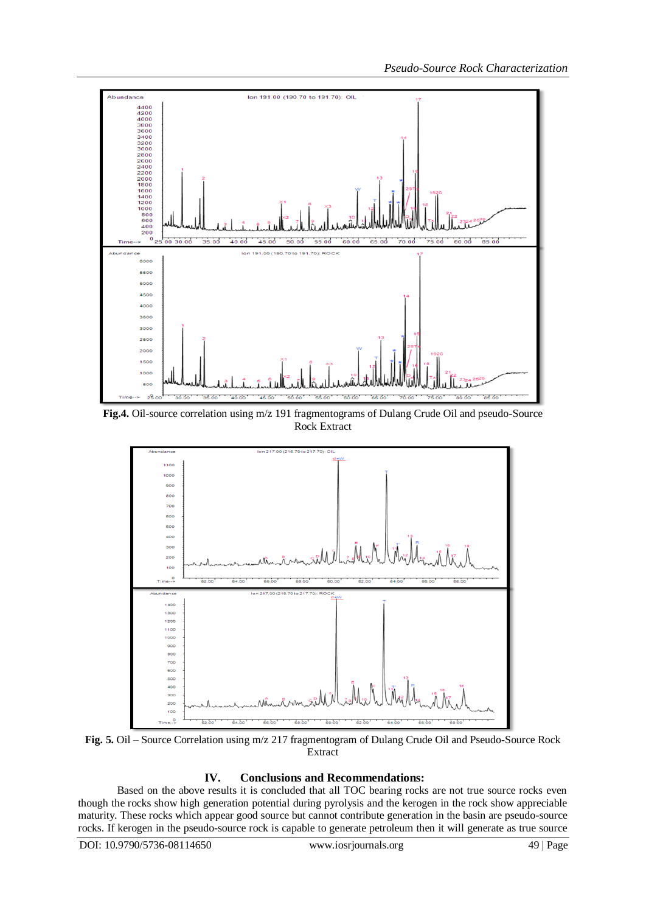**Fig.4.** Oil-source correlation using m/z 191 fragmentograms of Dulang Crude Oil and pseudo-Source Rock Extract

**Fig. 5.** Oil – Source Correlation using m/z 217 fragmentogram of Dulang Crude Oil and Pseudo-Source Rock Extract

## IV. Conclusions and Recommendations:

Based on the above results it is concluded that all TOC bearing rocks are not true source rocks even though the rocks show high generation potential during pyrolysis and the kerogen in the rock show appreciable maturity. These rocks which appear good source but cannot contribute generation in the basin are pseudo-source rocks. If kerogen in the pseudo-source rock is capable to generate petroleum then it will generate as true source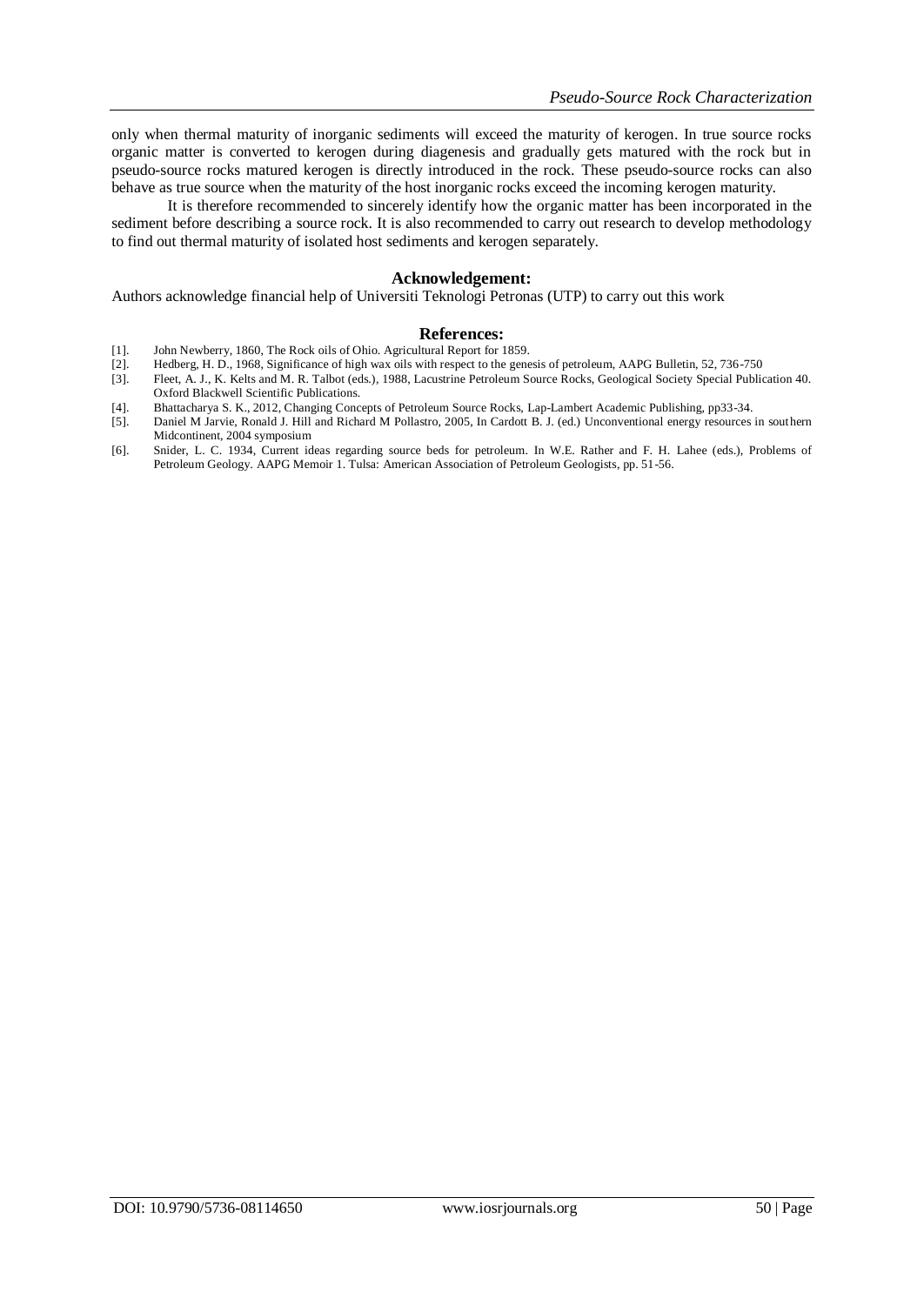only when thermal maturity of inorganic sediments will exceed the maturity of kerogen. In true source rocks organic matter is converted to kerogen during diagenesis and gradually gets matured with the rock but in pseudo-source rocks matured kerogen is directly introduced in the rock. These pseudo-source rocks can also behave as true source when the maturity of the host inorganic rocks exceed the incoming kerogen maturity.

It is therefore recommended to sincerely identify how the organic matter has been incorporated in the sediment before describing a source rock. It is also recommended to carry out research to develop methodology to find out thermal maturity of isolated host sediments and kerogen separately.

## Acknowledgement:

Authors acknowledge financial help of Universiti Teknologi Petronas (UTP) to carry out this work

## References:

[1]. John Newberry, 1860, The Rock oils of Ohio. Agricultural Report for 1859.

[2]. Hedberg, H. D., 1968, Significance of high wax oils with respect to the genesis of petroleum, AAPG Bulletin, 52, 736-750

[3]. Fleet, A. J., K. Kelts and M. R. Talbot (eds.), 1988, Lacustrine Petroleum Source Rocks, Geological Society Special Publication 40. Oxford Blackwell Scientific Publications.

[4]. Bhattacharya S. K., 2012, Changing Concepts of Petroleum Source Rocks, Lap-Lambert Academic Publishing, pp33-34.

[5]. Daniel M Jarvie, Ronald J. Hill and Richard M Pollastro, 2005, In Cardott B. J. (ed.) Unconventional energy resources in southern Midcontinent, 2004 symposium

[6]. Snider, L. C. 1934, Current ideas regarding source beds for petroleum. In W.E. Rather and F. H. Lahee (eds.), Problems of Petroleum Geology. AAPG Memoir 1. Tulsa: American Association of Petroleum Geologists, pp. 51-56.